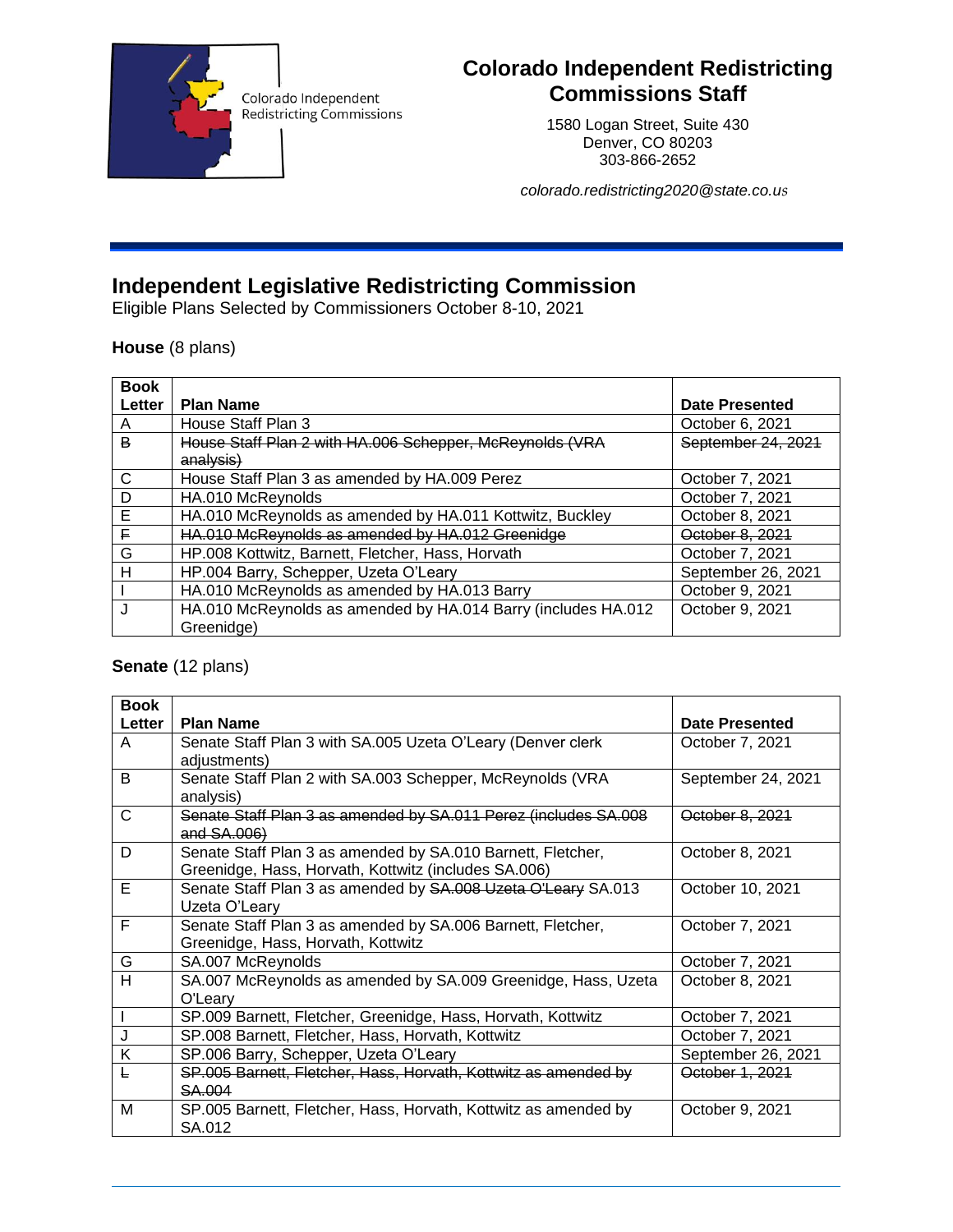Colorado Independent Redistricting Commissions

# Colorado Independent Redistricting Commissions Staff

1580 Logan Street, Suite 430
Denver, CO 80203
303-866-2652

*colorado.redistricting2020@state.co.us*

## Independent Legislative Redistricting Commission

Eligible Plans Selected by Commissioners October 8-10, 2021

**House** (8 plans)

| Book Letter | Plan Name | Date Presented |
|---|---|---|
| A | House Staff Plan 3 | October 6, 2021 |
| ~~B~~ | ~~House Staff Plan 2 with HA.006 Schepper, McReynolds (VRA analysis)~~ | ~~September 24, 2021~~ |
| C | House Staff Plan 3 as amended by HA.009 Perez | October 7, 2021 |
| D | HA.010 McReynolds | October 7, 2021 |
| E | HA.010 McReynolds as amended by HA.011 Kottwitz, Buckley | October 8, 2021 |
| ~~F~~ | ~~HA.010 McReynolds as amended by HA.012 Greenidge~~ | ~~October 8, 2021~~ |
| G | HP.008 Kottwitz, Barnett, Fletcher, Hass, Horvath | October 7, 2021 |
| H | HP.004 Barry, Schepper, Uzeta O'Leary | September 26, 2021 |
| I | HA.010 McReynolds as amended by HA.013 Barry | October 9, 2021 |
| J | HA.010 McReynolds as amended by HA.014 Barry (includes HA.012 Greenidge) | October 9, 2021 |

**Senate** (12 plans)

| Book Letter | Plan Name | Date Presented |
|---|---|---|
| A | Senate Staff Plan 3 with SA.005 Uzeta O'Leary (Denver clerk adjustments) | October 7, 2021 |
| B | Senate Staff Plan 2 with SA.003 Schepper, McReynolds (VRA analysis) | September 24, 2021 |
| ~~C~~ | ~~Senate Staff Plan 3 as amended by SA.011 Perez (includes SA.008 and SA.006)~~ | ~~October 8, 2021~~ |
| D | Senate Staff Plan 3 as amended by SA.010 Barnett, Fletcher, Greenidge, Hass, Horvath, Kottwitz (includes SA.006) | October 8, 2021 |
| E | Senate Staff Plan 3 as amended by ~~SA.008 Uzeta O'Leary~~ SA.013 Uzeta O'Leary | October 10, 2021 |
| F | Senate Staff Plan 3 as amended by SA.006 Barnett, Fletcher, Greenidge, Hass, Horvath, Kottwitz | October 7, 2021 |
| G | SA.007 McReynolds | October 7, 2021 |
| H | SA.007 McReynolds as amended by SA.009 Greenidge, Hass, Uzeta O'Leary | October 8, 2021 |
| I | SP.009 Barnett, Fletcher, Greenidge, Hass, Horvath, Kottwitz | October 7, 2021 |
| J | SP.008 Barnett, Fletcher, Hass, Horvath, Kottwitz | October 7, 2021 |
| K | SP.006 Barry, Schepper, Uzeta O'Leary | September 26, 2021 |
| ~~L~~ | ~~SP.005 Barnett, Fletcher, Hass, Horvath, Kottwitz as amended by SA.004~~ | ~~October 1, 2021~~ |
| M | SP.005 Barnett, Fletcher, Hass, Horvath, Kottwitz as amended by SA.012 | October 9, 2021 |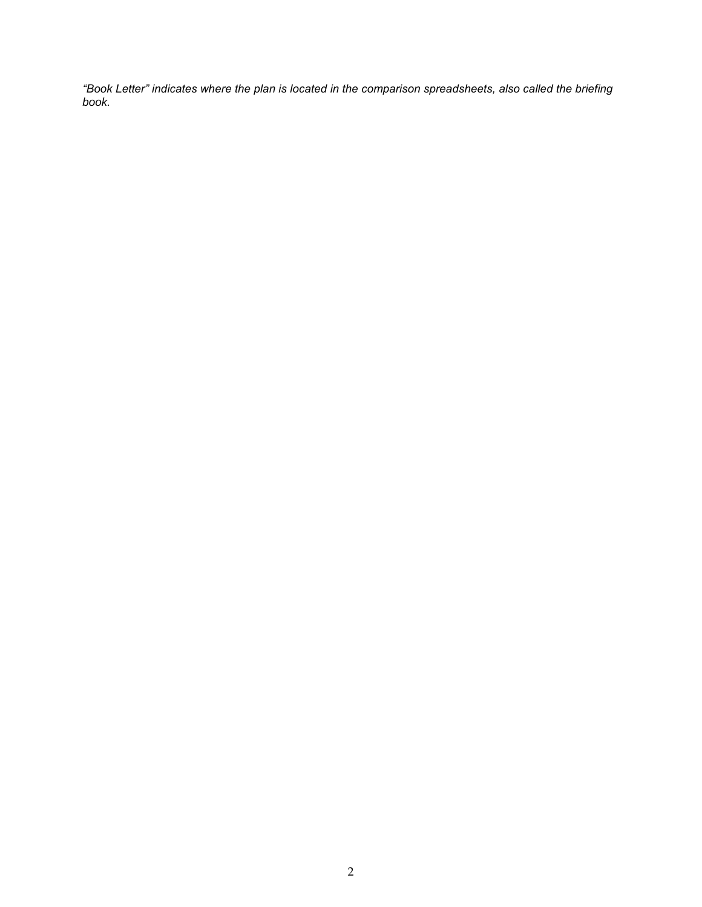*"Book Letter" indicates where the plan is located in the comparison spreadsheets, also called the briefing book.*